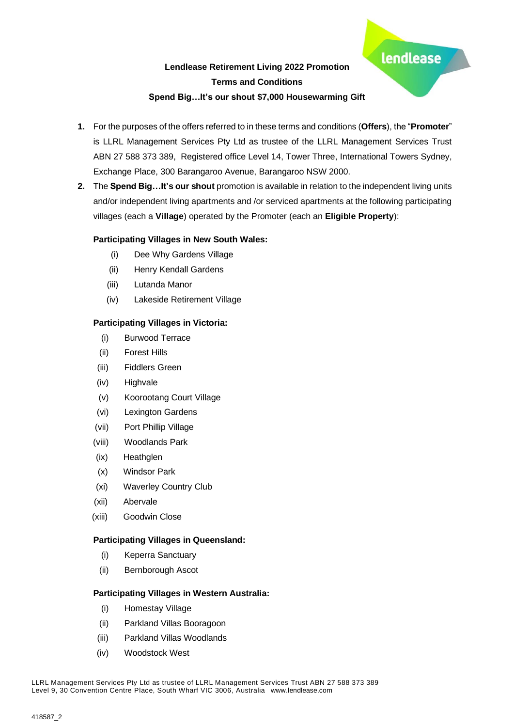# Lendlease Retirement Living 2022 Promotion
## Terms and Conditions
## Spend Big…It's our shout $7,000 Housewarming Gift

1. For the purposes of the offers referred to in these terms and conditions (**Offers**), the "**Promoter**" is LLRL Management Services Pty Ltd as trustee of the LLRL Management Services Trust ABN 27 588 373 389, Registered office Level 14, Tower Three, International Towers Sydney, Exchange Place, 300 Barangaroo Avenue, Barangaroo NSW 2000.
2. The **Spend Big…It's our shout** promotion is available in relation to the independent living units and/or independent living apartments and /or serviced apartments at the following participating villages (each a **Village**) operated by the Promoter (each an **Eligible Property**):

**Participating Villages in New South Wales:**

(i) Dee Why Gardens Village
(ii) Henry Kendall Gardens
(iii) Lutanda Manor
(iv) Lakeside Retirement Village

**Participating Villages in Victoria:**

(i) Burwood Terrace
(ii) Forest Hills
(iii) Fiddlers Green
(iv) Highvale
(v) Koorootang Court Village
(vi) Lexington Gardens
(vii) Port Phillip Village
(viii) Woodlands Park
(ix) Heathglen
(x) Windsor Park
(xi) Waverley Country Club
(xii) Abervale
(xiii) Goodwin Close

**Participating Villages in Queensland:**

(i) Keperra Sanctuary
(ii) Bernborough Ascot

**Participating Villages in Western Australia:**

(i) Homestay Village
(ii) Parkland Villas Booragoon
(iii) Parkland Villas Woodlands
(iv) Woodstock West

LLRL Management Services Pty Ltd as trustee of LLRL Management Services Trust ABN 27 588 373 389
Level 9, 30 Convention Centre Place, South Wharf VIC 3006, Australia www.lendlease.com

418587_2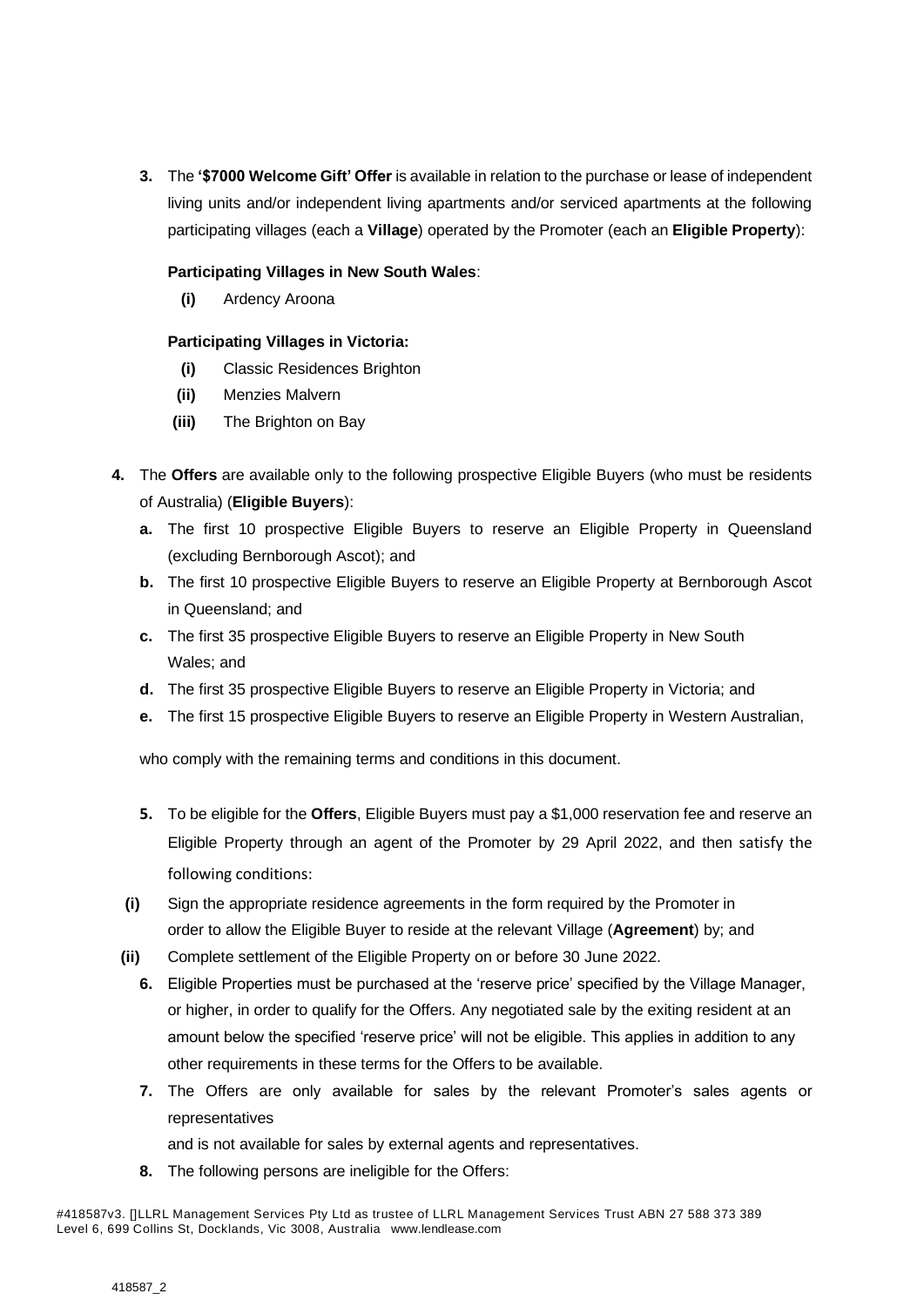**3.** The **'$7000 Welcome Gift' Offer** is available in relation to the purchase or lease of independent living units and/or independent living apartments and/or serviced apartments at the following participating villages (each a **Village**) operated by the Promoter (each an **Eligible Property**):

**Participating Villages in New South Wales**:

- **(i)** Ardency Aroona

**Participating Villages in Victoria:**

- **(i)** Classic Residences Brighton
- **(ii)** Menzies Malvern
- **(iii)** The Brighton on Bay

**4.** The **Offers** are available only to the following prospective Eligible Buyers (who must be residents of Australia) (**Eligible Buyers**):

- **a.** The first 10 prospective Eligible Buyers to reserve an Eligible Property in Queensland (excluding Bernborough Ascot); and
- **b.** The first 10 prospective Eligible Buyers to reserve an Eligible Property at Bernborough Ascot in Queensland; and
- **c.** The first 35 prospective Eligible Buyers to reserve an Eligible Property in New South Wales; and
- **d.** The first 35 prospective Eligible Buyers to reserve an Eligible Property in Victoria; and
- **e.** The first 15 prospective Eligible Buyers to reserve an Eligible Property in Western Australian,

who comply with the remaining terms and conditions in this document.

**5.** To be eligible for the **Offers**, Eligible Buyers must pay a $1,000 reservation fee and reserve an Eligible Property through an agent of the Promoter by 29 April 2022, and then satisfy the following conditions:

- **(i)** Sign the appropriate residence agreements in the form required by the Promoter in order to allow the Eligible Buyer to reside at the relevant Village (**Agreement**) by; and
- **(ii)** Complete settlement of the Eligible Property on or before 30 June 2022.

**6.** Eligible Properties must be purchased at the 'reserve price' specified by the Village Manager, or higher, in order to qualify for the Offers. Any negotiated sale by the exiting resident at an amount below the specified 'reserve price' will not be eligible. This applies in addition to any other requirements in these terms for the Offers to be available.

**7.** The Offers are only available for sales by the relevant Promoter's sales agents or representatives and is not available for sales by external agents and representatives.

**8.** The following persons are ineligible for the Offers: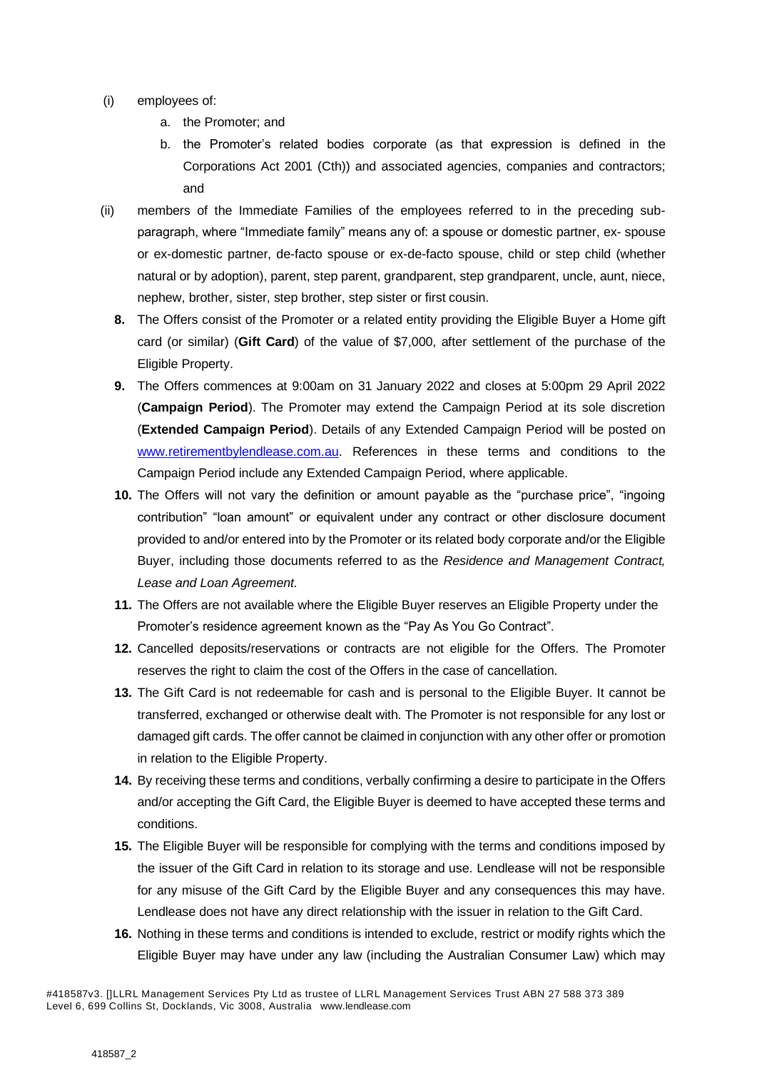(i) employees of:

   a. the Promoter; and

   b. the Promoter's related bodies corporate (as that expression is defined in the Corporations Act 2001 (Cth)) and associated agencies, companies and contractors; and

(ii) members of the Immediate Families of the employees referred to in the preceding sub-paragraph, where "Immediate family" means any of: a spouse or domestic partner, ex- spouse or ex-domestic partner, de-facto spouse or ex-de-facto spouse, child or step child (whether natural or by adoption), parent, step parent, grandparent, step grandparent, uncle, aunt, niece, nephew, brother, sister, step brother, step sister or first cousin.

**8.** The Offers consist of the Promoter or a related entity providing the Eligible Buyer a Home gift card (or similar) (**Gift Card**) of the value of $7,000, after settlement of the purchase of the Eligible Property.

**9.** The Offers commences at 9:00am on 31 January 2022 and closes at 5:00pm 29 April 2022 (**Campaign Period**). The Promoter may extend the Campaign Period at its sole discretion (**Extended Campaign Period**). Details of any Extended Campaign Period will be posted on [www.retirementbylendlease.com.au](www.retirementbylendlease.com.au). References in these terms and conditions to the Campaign Period include any Extended Campaign Period, where applicable.

**10.** The Offers will not vary the definition or amount payable as the "purchase price", "ingoing contribution" "loan amount" or equivalent under any contract or other disclosure document provided to and/or entered into by the Promoter or its related body corporate and/or the Eligible Buyer, including those documents referred to as the *Residence and Management Contract, Lease and Loan Agreement.*

**11.** The Offers are not available where the Eligible Buyer reserves an Eligible Property under the Promoter's residence agreement known as the "Pay As You Go Contract".

**12.** Cancelled deposits/reservations or contracts are not eligible for the Offers. The Promoter reserves the right to claim the cost of the Offers in the case of cancellation.

**13.** The Gift Card is not redeemable for cash and is personal to the Eligible Buyer. It cannot be transferred, exchanged or otherwise dealt with. The Promoter is not responsible for any lost or damaged gift cards. The offer cannot be claimed in conjunction with any other offer or promotion in relation to the Eligible Property.

**14.** By receiving these terms and conditions, verbally confirming a desire to participate in the Offers and/or accepting the Gift Card, the Eligible Buyer is deemed to have accepted these terms and conditions.

**15.** The Eligible Buyer will be responsible for complying with the terms and conditions imposed by the issuer of the Gift Card in relation to its storage and use. Lendlease will not be responsible for any misuse of the Gift Card by the Eligible Buyer and any consequences this may have. Lendlease does not have any direct relationship with the issuer in relation to the Gift Card.

**16.** Nothing in these terms and conditions is intended to exclude, restrict or modify rights which the Eligible Buyer may have under any law (including the Australian Consumer Law) which may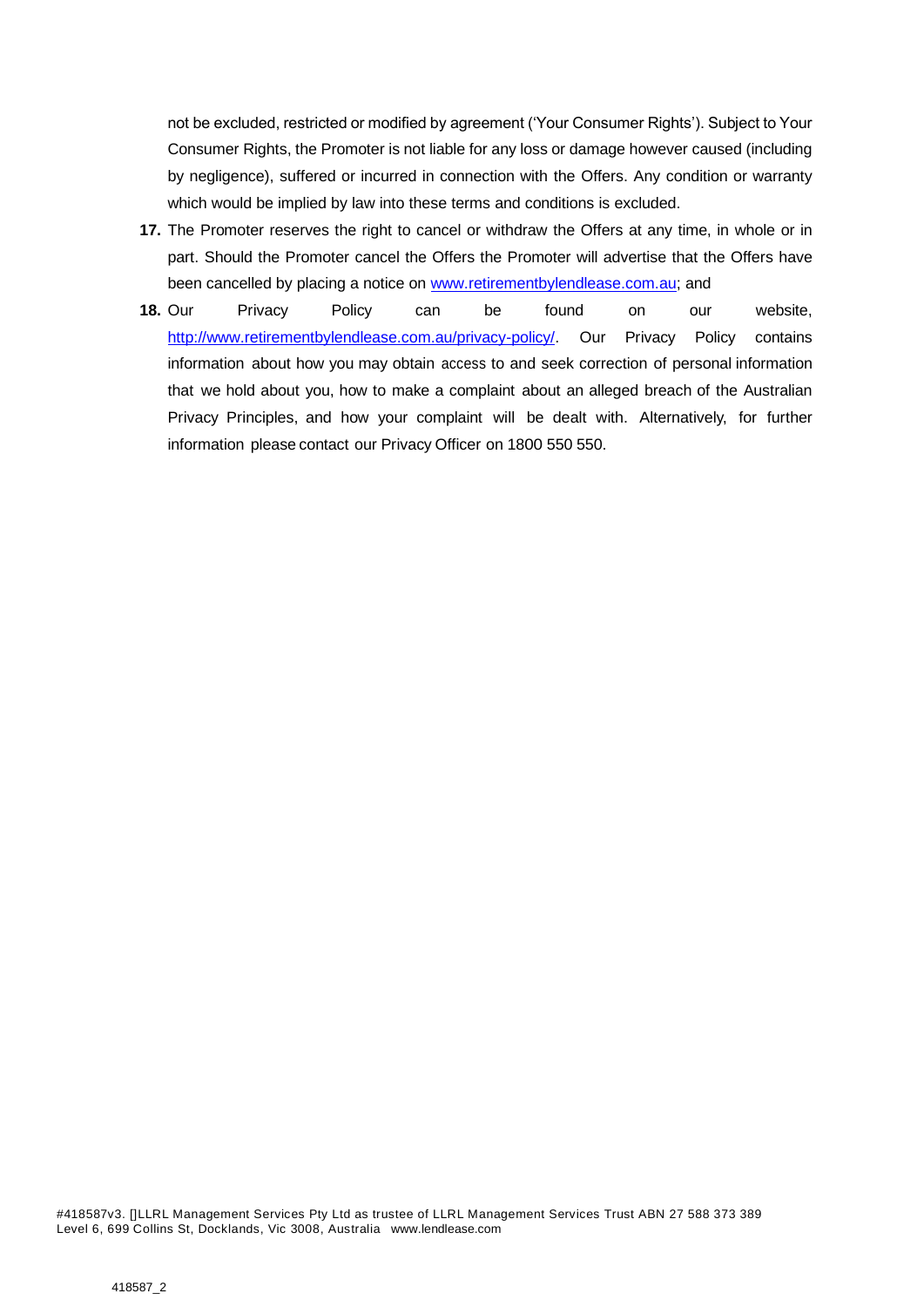not be excluded, restricted or modified by agreement ('Your Consumer Rights'). Subject to Your Consumer Rights, the Promoter is not liable for any loss or damage however caused (including by negligence), suffered or incurred in connection with the Offers. Any condition or warranty which would be implied by law into these terms and conditions is excluded.

**17.** The Promoter reserves the right to cancel or withdraw the Offers at any time, in whole or in part. Should the Promoter cancel the Offers the Promoter will advertise that the Offers have been cancelled by placing a notice on www.retirementbylendlease.com.au; and

**18.** Our Privacy Policy can be found on our website, http://www.retirementbylendlease.com.au/privacy-policy/. Our Privacy Policy contains information about how you may obtain access to and seek correction of personal information that we hold about you, how to make a complaint about an alleged breach of the Australian Privacy Principles, and how your complaint will be dealt with. Alternatively, for further information please contact our Privacy Officer on 1800 550 550.

#418587v3. []LLRL Management Services Pty Ltd as trustee of LLRL Management Services Trust ABN 27 588 373 389
Level 6, 699 Collins St, Docklands, Vic 3008, Australia www.lendlease.com

418587_2